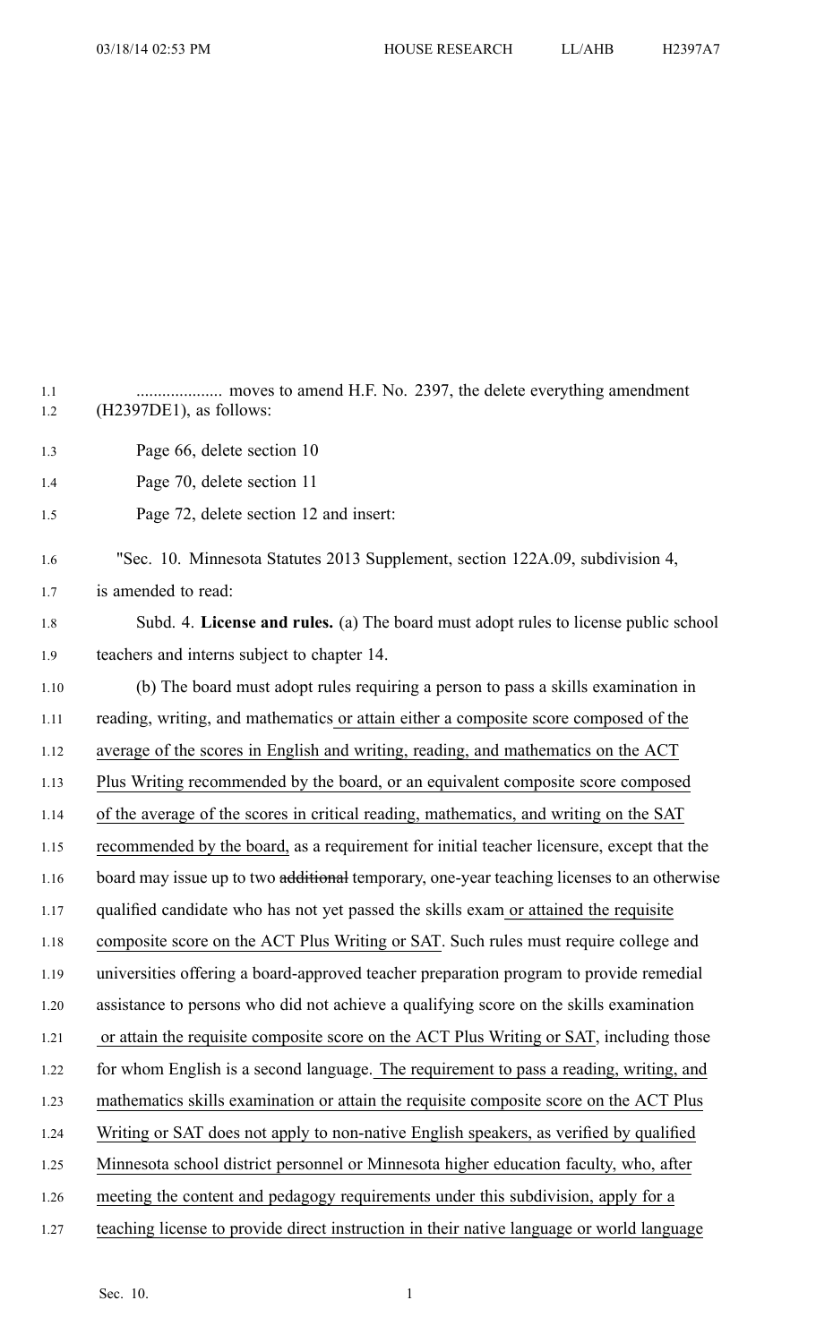.................... moves to amend H.F. No. 2397, the delete everything amendment (H2397DE1), as follows:

Page 66, delete section 10

Page 70, delete section 11

Page 72, delete section 12 and insert:

"Sec. 10. Minnesota Statutes 2013 Supplement, section 122A.09, subdivision 4, is amended to read:

Subd. 4. **License and rules.** (a) The board must adopt rules to license public school teachers and interns subject to chapter 14.

(b) The board must adopt rules requiring a person to pass a skills examination in reading, writing, and mathematics <u>or attain either a composite score composed of the average of the scores in English and writing, reading, and mathematics on the ACT Plus Writing recommended by the board, or an equivalent composite score composed of the average of the scores in critical reading, mathematics, and writing on the SAT recommended by the board,</u> as a requirement for initial teacher licensure, except that the board may issue up to two ~~additional~~ temporary, one-year teaching licenses to an otherwise qualified candidate who has not yet passed the skills exam <u>or attained the requisite composite score on the ACT Plus Writing or SAT</u>. Such rules must require college and universities offering a board-approved teacher preparation program to provide remedial assistance to persons who did not achieve a qualifying score on the skills examination <u>or attain the requisite composite score on the ACT Plus Writing or SAT</u>, including those for whom English is a second language. <u>The requirement to pass a reading, writing, and mathematics skills examination or attain the requisite composite score on the ACT Plus Writing or SAT does not apply to non-native English speakers, as verified by qualified Minnesota school district personnel or Minnesota higher education faculty, who, after meeting the content and pedagogy requirements under this subdivision, apply for a teaching license to provide direct instruction in their native language or world language</u>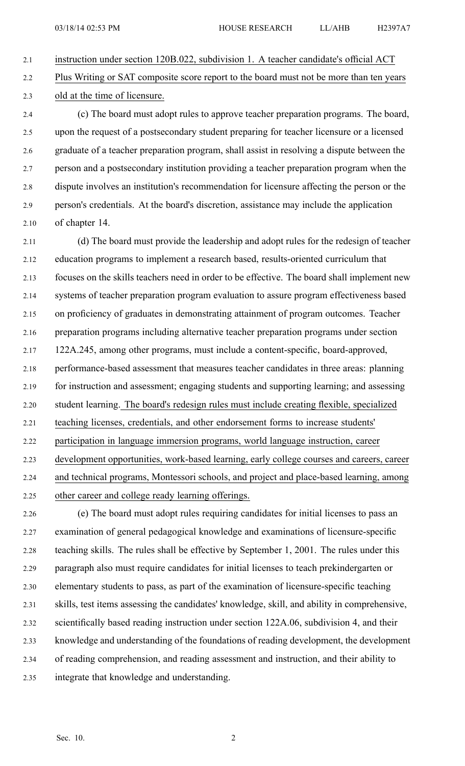instruction under section 120B.022, subdivision 1. A teacher candidate's official ACT Plus Writing or SAT composite score report to the board must not be more than ten years old at the time of licensure.

(c) The board must adopt rules to approve teacher preparation programs. The board, upon the request of a postsecondary student preparing for teacher licensure or a licensed graduate of a teacher preparation program, shall assist in resolving a dispute between the person and a postsecondary institution providing a teacher preparation program when the dispute involves an institution's recommendation for licensure affecting the person or the person's credentials. At the board's discretion, assistance may include the application of chapter 14.

(d) The board must provide the leadership and adopt rules for the redesign of teacher education programs to implement a research based, results-oriented curriculum that focuses on the skills teachers need in order to be effective. The board shall implement new systems of teacher preparation program evaluation to assure program effectiveness based on proficiency of graduates in demonstrating attainment of program outcomes. Teacher preparation programs including alternative teacher preparation programs under section 122A.245, among other programs, must include a content-specific, board-approved, performance-based assessment that measures teacher candidates in three areas: planning for instruction and assessment; engaging students and supporting learning; and assessing student learning. The board's redesign rules must include creating flexible, specialized teaching licenses, credentials, and other endorsement forms to increase students' participation in language immersion programs, world language instruction, career development opportunities, work-based learning, early college courses and careers, career and technical programs, Montessori schools, and project and place-based learning, among other career and college ready learning offerings.

(e) The board must adopt rules requiring candidates for initial licenses to pass an examination of general pedagogical knowledge and examinations of licensure-specific teaching skills. The rules shall be effective by September 1, 2001. The rules under this paragraph also must require candidates for initial licenses to teach prekindergarten or elementary students to pass, as part of the examination of licensure-specific teaching skills, test items assessing the candidates' knowledge, skill, and ability in comprehensive, scientifically based reading instruction under section 122A.06, subdivision 4, and their knowledge and understanding of the foundations of reading development, the development of reading comprehension, and reading assessment and instruction, and their ability to integrate that knowledge and understanding.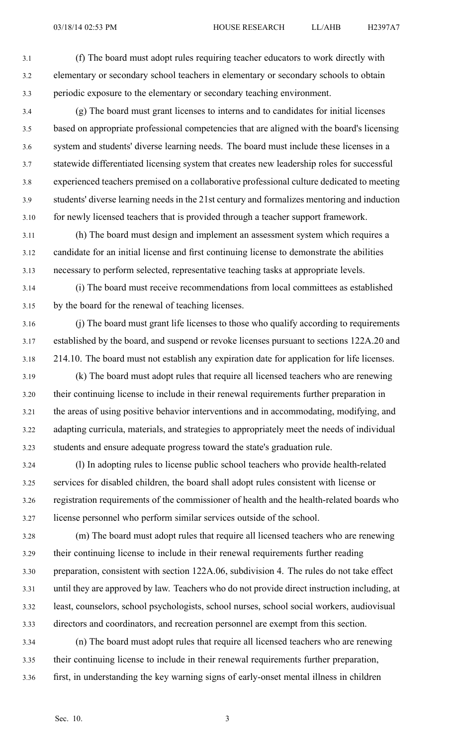(f) The board must adopt rules requiring teacher educators to work directly with elementary or secondary school teachers in elementary or secondary schools to obtain periodic exposure to the elementary or secondary teaching environment.

(g) The board must grant licenses to interns and to candidates for initial licenses based on appropriate professional competencies that are aligned with the board's licensing system and students' diverse learning needs. The board must include these licenses in a statewide differentiated licensing system that creates new leadership roles for successful experienced teachers premised on a collaborative professional culture dedicated to meeting students' diverse learning needs in the 21st century and formalizes mentoring and induction for newly licensed teachers that is provided through a teacher support framework.

(h) The board must design and implement an assessment system which requires a candidate for an initial license and first continuing license to demonstrate the abilities necessary to perform selected, representative teaching tasks at appropriate levels.

(i) The board must receive recommendations from local committees as established by the board for the renewal of teaching licenses.

(j) The board must grant life licenses to those who qualify according to requirements established by the board, and suspend or revoke licenses pursuant to sections 122A.20 and 214.10. The board must not establish any expiration date for application for life licenses.

(k) The board must adopt rules that require all licensed teachers who are renewing their continuing license to include in their renewal requirements further preparation in the areas of using positive behavior interventions and in accommodating, modifying, and adapting curricula, materials, and strategies to appropriately meet the needs of individual students and ensure adequate progress toward the state's graduation rule.

(l) In adopting rules to license public school teachers who provide health-related services for disabled children, the board shall adopt rules consistent with license or registration requirements of the commissioner of health and the health-related boards who license personnel who perform similar services outside of the school.

(m) The board must adopt rules that require all licensed teachers who are renewing their continuing license to include in their renewal requirements further reading preparation, consistent with section 122A.06, subdivision 4. The rules do not take effect until they are approved by law. Teachers who do not provide direct instruction including, at least, counselors, school psychologists, school nurses, school social workers, audiovisual directors and coordinators, and recreation personnel are exempt from this section.

(n) The board must adopt rules that require all licensed teachers who are renewing their continuing license to include in their renewal requirements further preparation, first, in understanding the key warning signs of early-onset mental illness in children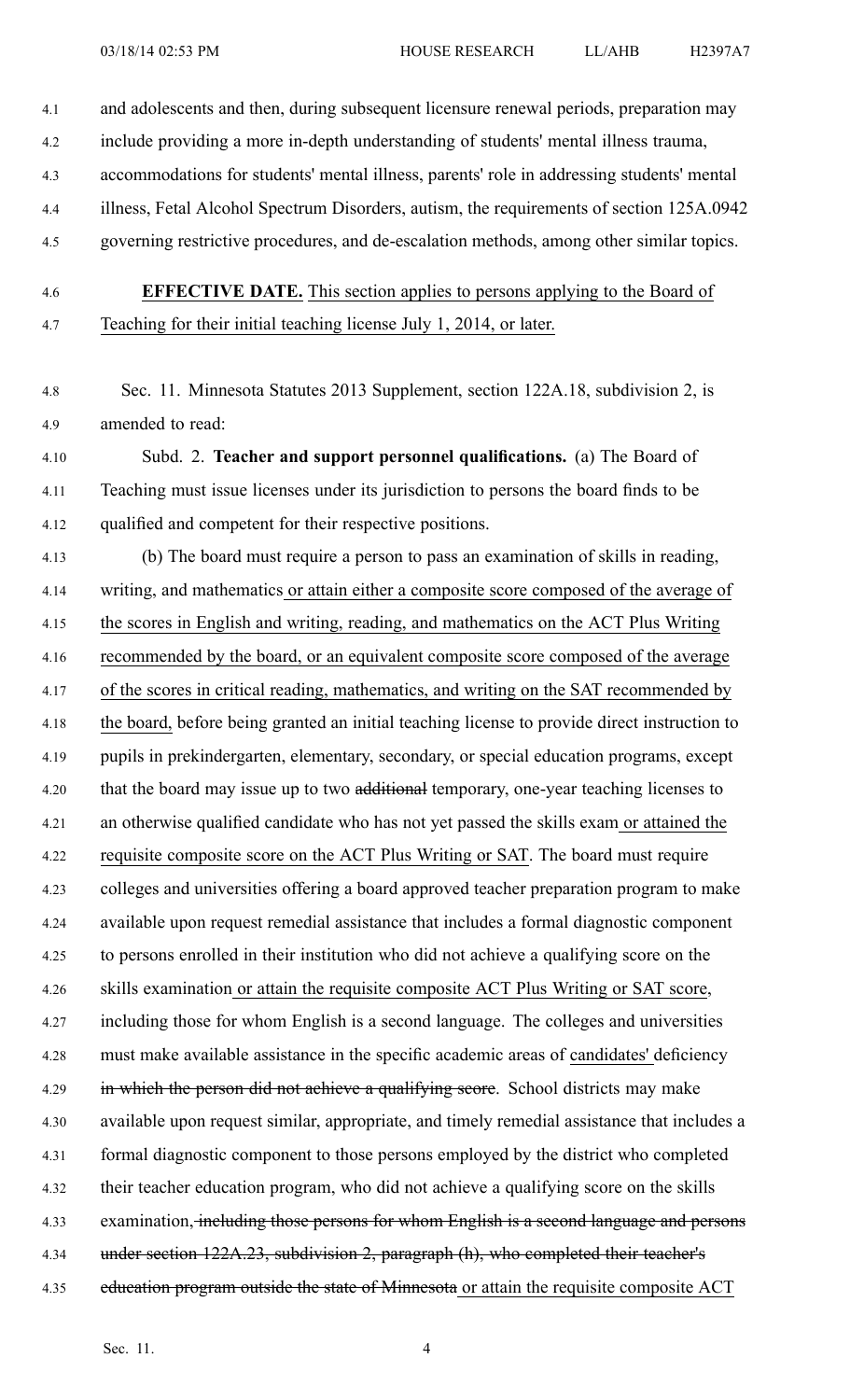and adolescents and then, during subsequent licensure renewal periods, preparation may include providing a more in-depth understanding of students' mental illness trauma, accommodations for students' mental illness, parents' role in addressing students' mental illness, Fetal Alcohol Spectrum Disorders, autism, the requirements of section 125A.0942 governing restrictive procedures, and de-escalation methods, among other similar topics.

**EFFECTIVE DATE.** This section applies to persons applying to the Board of Teaching for their initial teaching license July 1, 2014, or later.

Sec. 11. Minnesota Statutes 2013 Supplement, section 122A.18, subdivision 2, is amended to read:

Subd. 2. **Teacher and support personnel qualifications.** (a) The Board of Teaching must issue licenses under its jurisdiction to persons the board finds to be qualified and competent for their respective positions.

(b) The board must require a person to pass an examination of skills in reading, writing, and mathematics or attain either a composite score composed of the average of the scores in English and writing, reading, and mathematics on the ACT Plus Writing recommended by the board, or an equivalent composite score composed of the average of the scores in critical reading, mathematics, and writing on the SAT recommended by the board, before being granted an initial teaching license to provide direct instruction to pupils in prekindergarten, elementary, secondary, or special education programs, except that the board may issue up to two ~~additional~~ temporary, one-year teaching licenses to an otherwise qualified candidate who has not yet passed the skills exam or attained the requisite composite score on the ACT Plus Writing or SAT. The board must require colleges and universities offering a board approved teacher preparation program to make available upon request remedial assistance that includes a formal diagnostic component to persons enrolled in their institution who did not achieve a qualifying score on the skills examination or attain the requisite composite ACT Plus Writing or SAT score, including those for whom English is a second language. The colleges and universities must make available assistance in the specific academic areas of candidates' deficiency ~~in which the person did not achieve a qualifying score~~. School districts may make available upon request similar, appropriate, and timely remedial assistance that includes a formal diagnostic component to those persons employed by the district who completed their teacher education program, who did not achieve a qualifying score on the skills examination~~, including those persons for whom English is a second language and persons under section 122A.23, subdivision 2, paragraph (h), who completed their teacher's education program outside the state of Minnesota~~ or attain the requisite composite ACT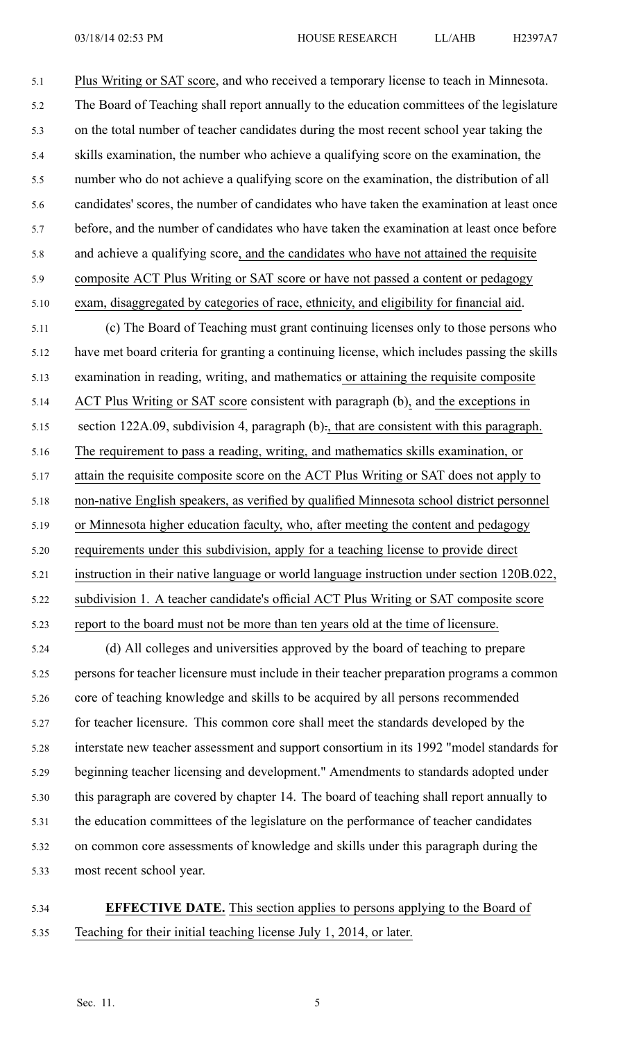Plus Writing or SAT score, and who received a temporary license to teach in Minnesota. The Board of Teaching shall report annually to the education committees of the legislature on the total number of teacher candidates during the most recent school year taking the skills examination, the number who achieve a qualifying score on the examination, the number who do not achieve a qualifying score on the examination, the distribution of all candidates' scores, the number of candidates who have taken the examination at least once before, and the number of candidates who have taken the examination at least once before and achieve a qualifying score, and the candidates who have not attained the requisite composite ACT Plus Writing or SAT score or have not passed a content or pedagogy exam, disaggregated by categories of race, ethnicity, and eligibility for financial aid.

(c) The Board of Teaching must grant continuing licenses only to those persons who have met board criteria for granting a continuing license, which includes passing the skills examination in reading, writing, and mathematics or attaining the requisite composite ACT Plus Writing or SAT score consistent with paragraph (b), and the exceptions in section 122A.09, subdivision 4, paragraph (b)., that are consistent with this paragraph. The requirement to pass a reading, writing, and mathematics skills examination, or attain the requisite composite score on the ACT Plus Writing or SAT does not apply to non-native English speakers, as verified by qualified Minnesota school district personnel or Minnesota higher education faculty, who, after meeting the content and pedagogy requirements under this subdivision, apply for a teaching license to provide direct instruction in their native language or world language instruction under section 120B.022, subdivision 1. A teacher candidate's official ACT Plus Writing or SAT composite score report to the board must not be more than ten years old at the time of licensure.

(d) All colleges and universities approved by the board of teaching to prepare persons for teacher licensure must include in their teacher preparation programs a common core of teaching knowledge and skills to be acquired by all persons recommended for teacher licensure. This common core shall meet the standards developed by the interstate new teacher assessment and support consortium in its 1992 "model standards for beginning teacher licensing and development." Amendments to standards adopted under this paragraph are covered by chapter 14. The board of teaching shall report annually to the education committees of the legislature on the performance of teacher candidates on common core assessments of knowledge and skills under this paragraph during the most recent school year.

**EFFECTIVE DATE.** This section applies to persons applying to the Board of Teaching for their initial teaching license July 1, 2014, or later.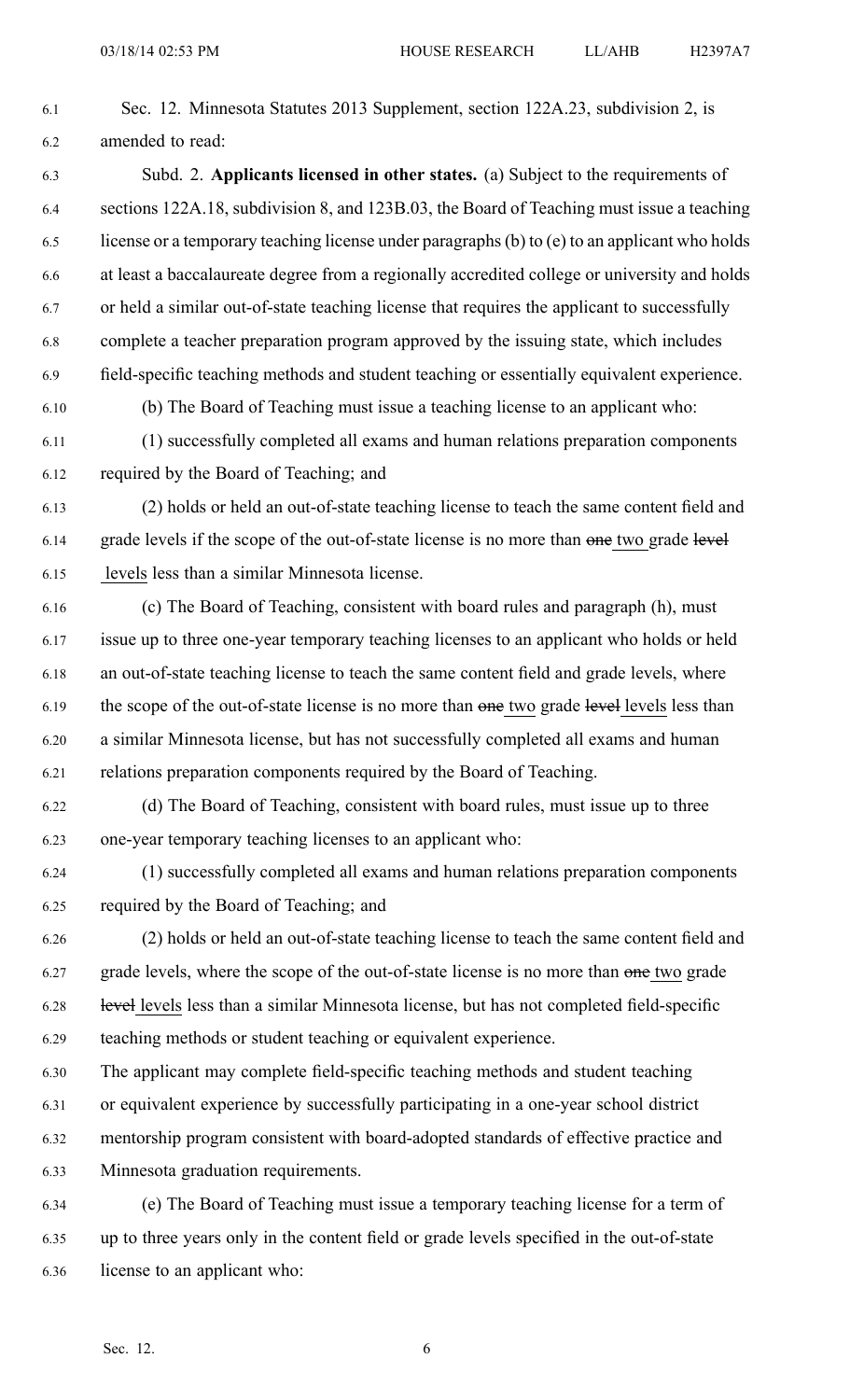Sec. 12. Minnesota Statutes 2013 Supplement, section 122A.23, subdivision 2, is amended to read:

Subd. 2. **Applicants licensed in other states.** (a) Subject to the requirements of sections 122A.18, subdivision 8, and 123B.03, the Board of Teaching must issue a teaching license or a temporary teaching license under paragraphs (b) to (e) to an applicant who holds at least a baccalaureate degree from a regionally accredited college or university and holds or held a similar out-of-state teaching license that requires the applicant to successfully complete a teacher preparation program approved by the issuing state, which includes field-specific teaching methods and student teaching or essentially equivalent experience.

(b) The Board of Teaching must issue a teaching license to an applicant who:

(1) successfully completed all exams and human relations preparation components required by the Board of Teaching; and

(2) holds or held an out-of-state teaching license to teach the same content field and grade levels if the scope of the out-of-state license is no more than ~~one~~ two grade ~~level~~ levels less than a similar Minnesota license.

(c) The Board of Teaching, consistent with board rules and paragraph (h), must issue up to three one-year temporary teaching licenses to an applicant who holds or held an out-of-state teaching license to teach the same content field and grade levels, where the scope of the out-of-state license is no more than ~~one~~ two grade ~~level~~ levels less than a similar Minnesota license, but has not successfully completed all exams and human relations preparation components required by the Board of Teaching.

(d) The Board of Teaching, consistent with board rules, must issue up to three one-year temporary teaching licenses to an applicant who:

(1) successfully completed all exams and human relations preparation components required by the Board of Teaching; and

(2) holds or held an out-of-state teaching license to teach the same content field and grade levels, where the scope of the out-of-state license is no more than ~~one~~ two grade ~~level~~ levels less than a similar Minnesota license, but has not completed field-specific teaching methods or student teaching or equivalent experience.

The applicant may complete field-specific teaching methods and student teaching or equivalent experience by successfully participating in a one-year school district mentorship program consistent with board-adopted standards of effective practice and Minnesota graduation requirements.

(e) The Board of Teaching must issue a temporary teaching license for a term of up to three years only in the content field or grade levels specified in the out-of-state license to an applicant who: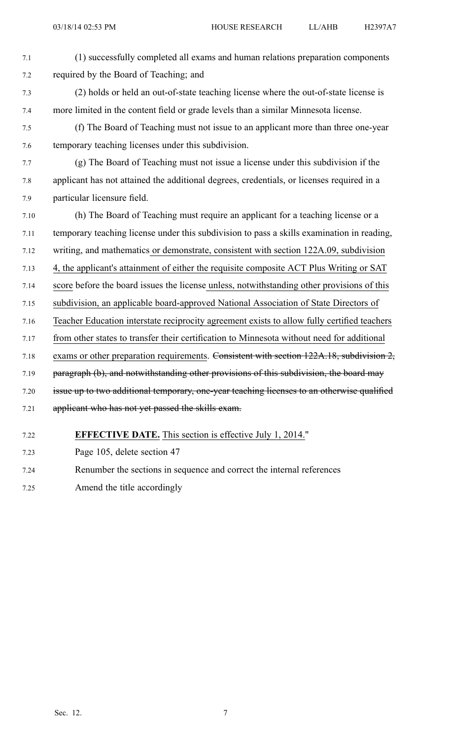7.1 (1) successfully completed all exams and human relations preparation components
7.2 required by the Board of Teaching; and

7.3 (2) holds or held an out-of-state teaching license where the out-of-state license is
7.4 more limited in the content field or grade levels than a similar Minnesota license.

7.5 (f) The Board of Teaching must not issue to an applicant more than three one-year
7.6 temporary teaching licenses under this subdivision.

7.7 (g) The Board of Teaching must not issue a license under this subdivision if the
7.8 applicant has not attained the additional degrees, credentials, or licenses required in a
7.9 particular licensure field.

7.10 (h) The Board of Teaching must require an applicant for a teaching license or a
7.11 temporary teaching license under this subdivision to pass a skills examination in reading,
7.12 writing, and mathematics or demonstrate, consistent with section 122A.09, subdivision
7.13 4, the applicant's attainment of either the requisite composite ACT Plus Writing or SAT
7.14 score before the board issues the license unless, notwithstanding other provisions of this
7.15 subdivision, an applicable board-approved National Association of State Directors of
7.16 Teacher Education interstate reciprocity agreement exists to allow fully certified teachers
7.17 from other states to transfer their certification to Minnesota without need for additional
7.18 exams or other preparation requirements. ~~Consistent with section 122A.18, subdivision 2,~~
7.19 ~~paragraph (b), and notwithstanding other provisions of this subdivision, the board may~~
7.20 ~~issue up to two additional temporary, one-year teaching licenses to an otherwise qualified~~
7.21 ~~applicant who has not yet passed the skills exam.~~

7.22 **EFFECTIVE DATE.** This section is effective July 1, 2014."

7.23 Page 105, delete section 47

7.24 Renumber the sections in sequence and correct the internal references

7.25 Amend the title accordingly